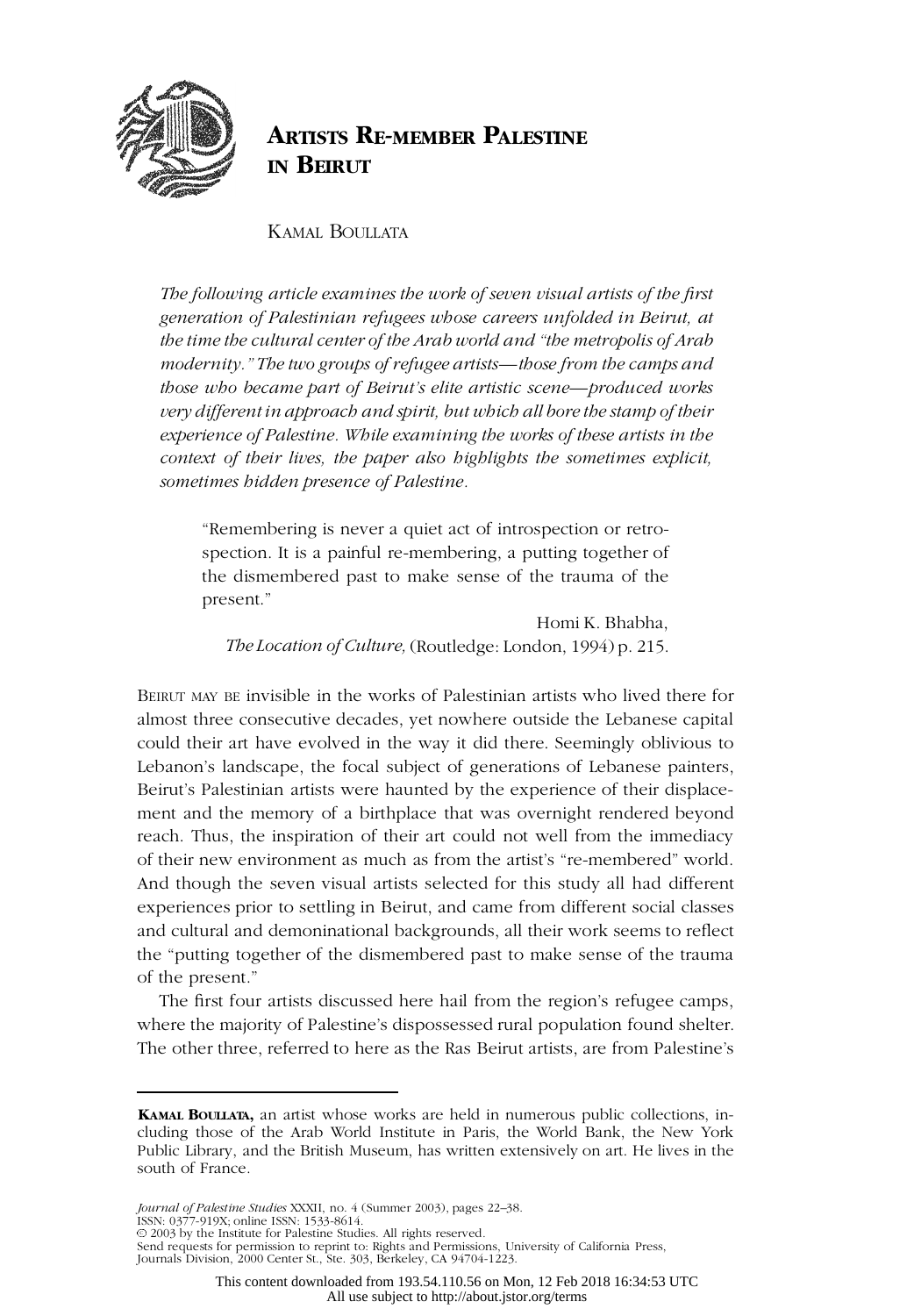# Artists Re-member Palestine in Beirut

Kamal Boullata

*The following article examines the work of seven visual artists of the first generation of Palestinian refugees whose careers unfolded in Beirut, at the time the cultural center of the Arab world and "the metropolis of Arab modernity." The two groups of refugee artists—those from the camps and those who became part of Beirut's elite artistic scene—produced works very different in approach and spirit, but which all bore the stamp of their experience of Palestine. While examining the works of these artists in the context of their lives, the paper also highlights the sometimes explicit, sometimes hidden presence of Palestine.*

> "Remembering is never a quiet act of introspection or retrospection. It is a painful re-membering, a putting together of the dismembered past to make sense of the trauma of the present."
>
> Homi K. Bhabha, *The Location of Culture*, (Routledge: London, 1994) p. 215.

Beirut may be invisible in the works of Palestinian artists who lived there for almost three consecutive decades, yet nowhere outside the Lebanese capital could their art have evolved in the way it did there. Seemingly oblivious to Lebanon's landscape, the focal subject of generations of Lebanese painters, Beirut's Palestinian artists were haunted by the experience of their displacement and the memory of a birthplace that was overnight rendered beyond reach. Thus, the inspiration of their art could not well from the immediacy of their new environment as much as from the artist's "re-membered" world. And though the seven visual artists selected for this study all had different experiences prior to settling in Beirut, and came from different social classes and cultural and demoninational backgrounds, all their work seems to reflect the "putting together of the dismembered past to make sense of the trauma of the present."

The first four artists discussed here hail from the region's refugee camps, where the majority of Palestine's dispossessed rural population found shelter. The other three, referred to here as the Ras Beirut artists, are from Palestine's

---

**Kamal Boullata,** an artist whose works are held in numerous public collections, including those of the Arab World Institute in Paris, the World Bank, the New York Public Library, and the British Museum, has written extensively on art. He lives in the south of France.

*Journal of Palestine Studies* XXXII, no. 4 (Summer 2003), pages 22–38.
ISSN: 0377-919X; online ISSN: 1533-8614.
© 2003 by the Institute for Palestine Studies. All rights reserved.
Send requests for permission to reprint to: Rights and Permissions, University of California Press, Journals Division, 2000 Center St., Ste. 303, Berkeley, CA 94704-1223.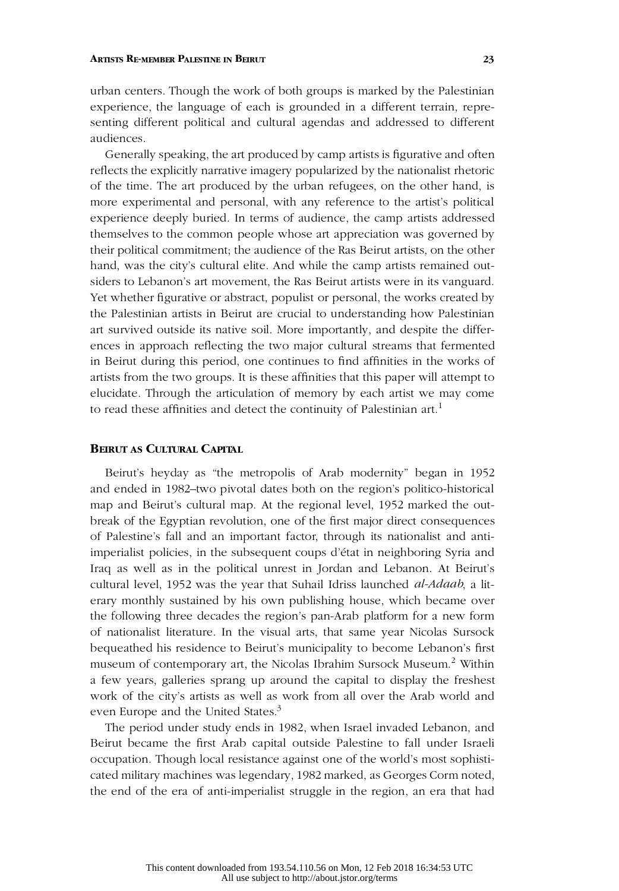urban centers. Though the work of both groups is marked by the Palestinian experience, the language of each is grounded in a different terrain, representing different political and cultural agendas and addressed to different audiences.

Generally speaking, the art produced by camp artists is figurative and often reflects the explicitly narrative imagery popularized by the nationalist rhetoric of the time. The art produced by the urban refugees, on the other hand, is more experimental and personal, with any reference to the artist's political experience deeply buried. In terms of audience, the camp artists addressed themselves to the common people whose art appreciation was governed by their political commitment; the audience of the Ras Beirut artists, on the other hand, was the city's cultural elite. And while the camp artists remained outsiders to Lebanon's art movement, the Ras Beirut artists were in its vanguard. Yet whether figurative or abstract, populist or personal, the works created by the Palestinian artists in Beirut are crucial to understanding how Palestinian art survived outside its native soil. More importantly, and despite the differences in approach reflecting the two major cultural streams that fermented in Beirut during this period, one continues to find affinities in the works of artists from the two groups. It is these affinities that this paper will attempt to elucidate. Through the articulation of memory by each artist we may come to read these affinities and detect the continuity of Palestinian art.[1]

## Beirut as Cultural Capital

Beirut's heyday as "the metropolis of Arab modernity" began in 1952 and ended in 1982–two pivotal dates both on the region's politico-historical map and Beirut's cultural map. At the regional level, 1952 marked the outbreak of the Egyptian revolution, one of the first major direct consequences of Palestine's fall and an important factor, through its nationalist and anti-imperialist policies, in the subsequent coups d'état in neighboring Syria and Iraq as well as in the political unrest in Jordan and Lebanon. At Beirut's cultural level, 1952 was the year that Suhail Idriss launched *al-Adaab*, a literary monthly sustained by his own publishing house, which became over the following three decades the region's pan-Arab platform for a new form of nationalist literature. In the visual arts, that same year Nicolas Sursock bequeathed his residence to Beirut's municipality to become Lebanon's first museum of contemporary art, the Nicolas Ibrahim Sursock Museum.[2] Within a few years, galleries sprang up around the capital to display the freshest work of the city's artists as well as work from all over the Arab world and even Europe and the United States.[3]

The period under study ends in 1982, when Israel invaded Lebanon, and Beirut became the first Arab capital outside Palestine to fall under Israeli occupation. Though local resistance against one of the world's most sophisticated military machines was legendary, 1982 marked, as Georges Corm noted, the end of the era of anti-imperialist struggle in the region, an era that had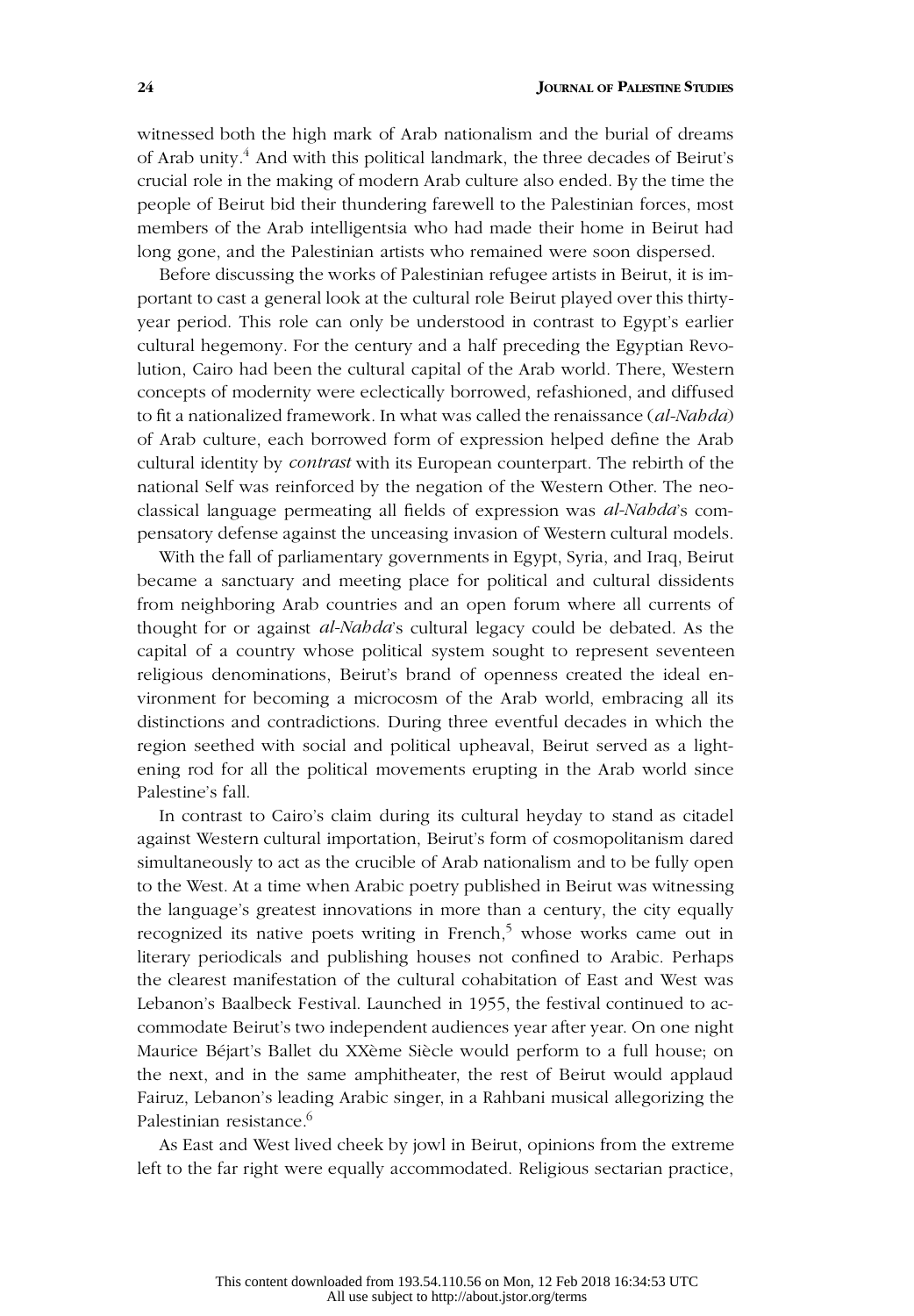witnessed both the high mark of Arab nationalism and the burial of dreams of Arab unity.[4] And with this political landmark, the three decades of Beirut's crucial role in the making of modern Arab culture also ended. By the time the people of Beirut bid their thundering farewell to the Palestinian forces, most members of the Arab intelligentsia who had made their home in Beirut had long gone, and the Palestinian artists who remained were soon dispersed.

Before discussing the works of Palestinian refugee artists in Beirut, it is important to cast a general look at the cultural role Beirut played over this thirty-year period. This role can only be understood in contrast to Egypt's earlier cultural hegemony. For the century and a half preceding the Egyptian Revolution, Cairo had been the cultural capital of the Arab world. There, Western concepts of modernity were eclectically borrowed, refashioned, and diffused to fit a nationalized framework. In what was called the renaissance (*al-Nahda*) of Arab culture, each borrowed form of expression helped define the Arab cultural identity by *contrast* with its European counterpart. The rebirth of the national Self was reinforced by the negation of the Western Other. The neo-classical language permeating all fields of expression was *al-Nahda*'s compensatory defense against the unceasing invasion of Western cultural models.

With the fall of parliamentary governments in Egypt, Syria, and Iraq, Beirut became a sanctuary and meeting place for political and cultural dissidents from neighboring Arab countries and an open forum where all currents of thought for or against *al-Nahda*'s cultural legacy could be debated. As the capital of a country whose political system sought to represent seventeen religious denominations, Beirut's brand of openness created the ideal environment for becoming a microcosm of the Arab world, embracing all its distinctions and contradictions. During three eventful decades in which the region seethed with social and political upheaval, Beirut served as a lightening rod for all the political movements erupting in the Arab world since Palestine's fall.

In contrast to Cairo's claim during its cultural heyday to stand as citadel against Western cultural importation, Beirut's form of cosmopolitanism dared simultaneously to act as the crucible of Arab nationalism and to be fully open to the West. At a time when Arabic poetry published in Beirut was witnessing the language's greatest innovations in more than a century, the city equally recognized its native poets writing in French,[5] whose works came out in literary periodicals and publishing houses not confined to Arabic. Perhaps the clearest manifestation of the cultural cohabitation of East and West was Lebanon's Baalbeck Festival. Launched in 1955, the festival continued to accommodate Beirut's two independent audiences year after year. On one night Maurice Béjart's Ballet du XXème Siècle would perform to a full house; on the next, and in the same amphitheater, the rest of Beirut would applaud Fairuz, Lebanon's leading Arabic singer, in a Rahbani musical allegorizing the Palestinian resistance.[6]

As East and West lived cheek by jowl in Beirut, opinions from the extreme left to the far right were equally accommodated. Religious sectarian practice,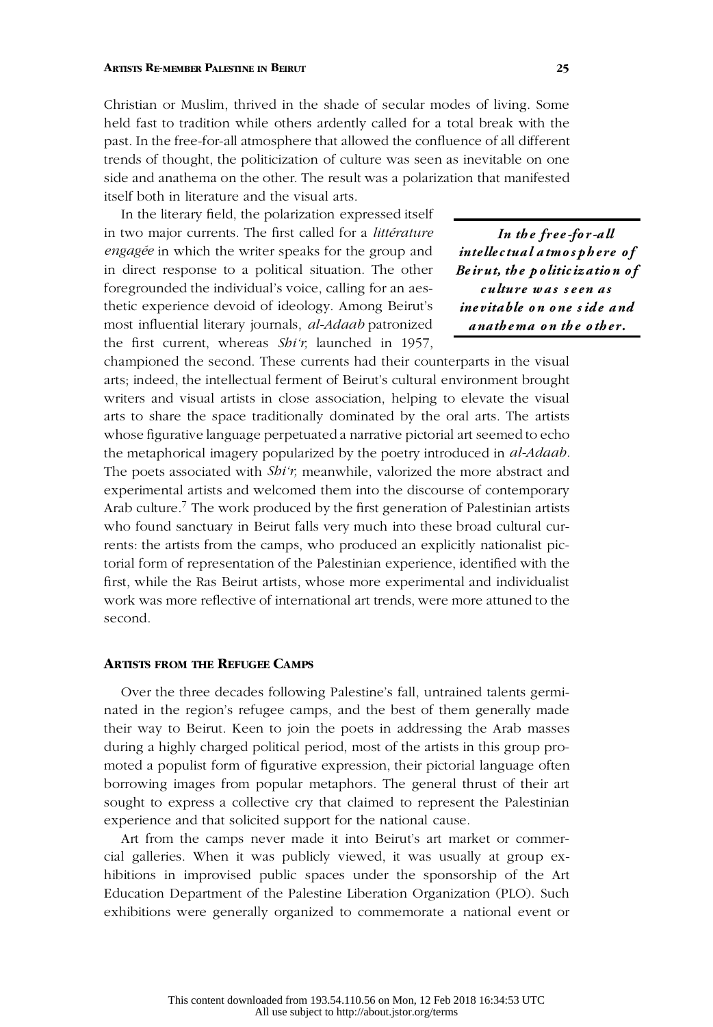Christian or Muslim, thrived in the shade of secular modes of living. Some held fast to tradition while others ardently called for a total break with the past. In the free-for-all atmosphere that allowed the confluence of all different trends of thought, the politicization of culture was seen as inevitable on one side and anathema on the other. The result was a polarization that manifested itself both in literature and the visual arts.

In the literary field, the polarization expressed itself in two major currents. The first called for a *littérature engagée* in which the writer speaks for the group and in direct response to a political situation. The other foregrounded the individual's voice, calling for an aesthetic experience devoid of ideology. Among Beirut's most influential literary journals, *al-Adaab* patronized the first current, whereas *Shi'r,* launched in 1957, championed the second. These currents had their counterparts in the visual arts; indeed, the intellectual ferment of Beirut's cultural environment brought writers and visual artists in close association, helping to elevate the visual arts to share the space traditionally dominated by the oral arts. The artists whose figurative language perpetuated a narrative pictorial art seemed to echo the metaphorical imagery popularized by the poetry introduced in *al-Adaab.* The poets associated with *Shi'r,* meanwhile, valorized the more abstract and experimental artists and welcomed them into the discourse of contemporary Arab culture.[7] The work produced by the first generation of Palestinian artists who found sanctuary in Beirut falls very much into these broad cultural currents: the artists from the camps, who produced an explicitly nationalist pictorial form of representation of the Palestinian experience, identified with the first, while the Ras Beirut artists, whose more experimental and individualist work was more reflective of international art trends, were more attuned to the second.

> ***In the free-for-all intellectual atmosphere of Beirut, the politicization of culture was seen as inevitable on one side and anathema on the other.***

## Artists from the Refugee Camps

Over the three decades following Palestine's fall, untrained talents germinated in the region's refugee camps, and the best of them generally made their way to Beirut. Keen to join the poets in addressing the Arab masses during a highly charged political period, most of the artists in this group promoted a populist form of figurative expression, their pictorial language often borrowing images from popular metaphors. The general thrust of their art sought to express a collective cry that claimed to represent the Palestinian experience and that solicited support for the national cause.

Art from the camps never made it into Beirut's art market or commercial galleries. When it was publicly viewed, it was usually at group exhibitions in improvised public spaces under the sponsorship of the Art Education Department of the Palestine Liberation Organization (PLO). Such exhibitions were generally organized to commemorate a national event or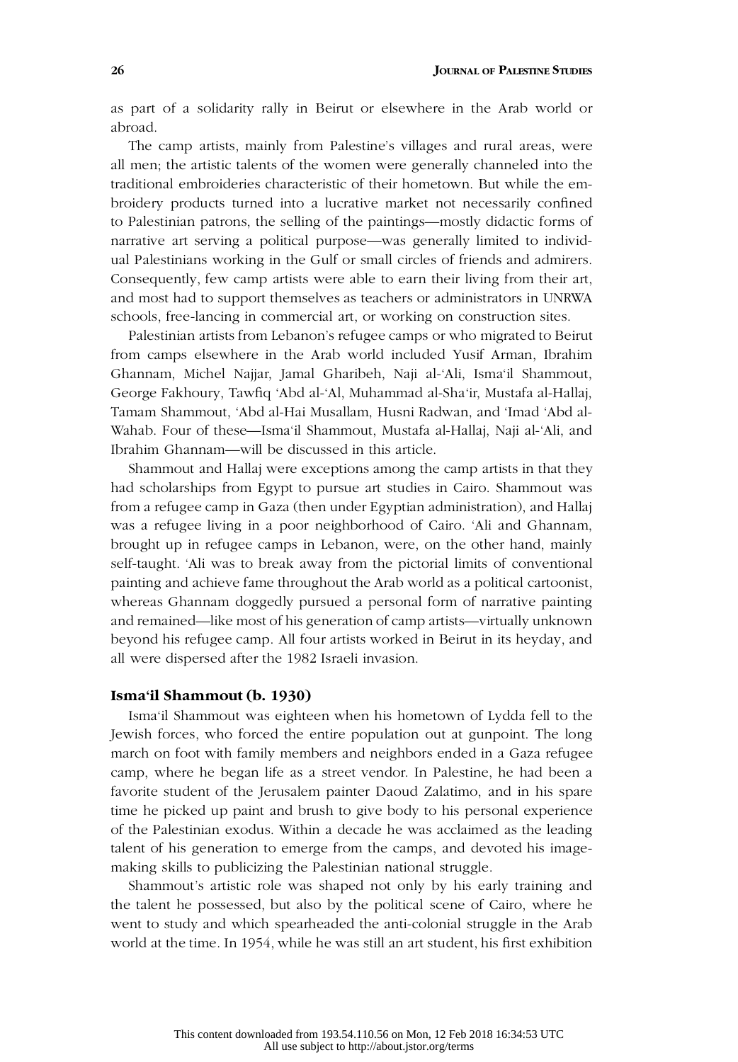as part of a solidarity rally in Beirut or elsewhere in the Arab world or abroad.

The camp artists, mainly from Palestine's villages and rural areas, were all men; the artistic talents of the women were generally channeled into the traditional embroideries characteristic of their hometown. But while the embroidery products turned into a lucrative market not necessarily confined to Palestinian patrons, the selling of the paintings—mostly didactic forms of narrative art serving a political purpose—was generally limited to individual Palestinians working in the Gulf or small circles of friends and admirers. Consequently, few camp artists were able to earn their living from their art, and most had to support themselves as teachers or administrators in UNRWA schools, free-lancing in commercial art, or working on construction sites.

Palestinian artists from Lebanon's refugee camps or who migrated to Beirut from camps elsewhere in the Arab world included Yusif Arman, Ibrahim Ghannam, Michel Najjar, Jamal Gharibeh, Naji al-'Ali, Isma'il Shammout, George Fakhoury, Tawfiq 'Abd al-'Al, Muhammad al-Sha'ir, Mustafa al-Hallaj, Tamam Shammout, 'Abd al-Hai Musallam, Husni Radwan, and 'Imad 'Abd al-Wahab. Four of these—Isma'il Shammout, Mustafa al-Hallaj, Naji al-'Ali, and Ibrahim Ghannam—will be discussed in this article.

Shammout and Hallaj were exceptions among the camp artists in that they had scholarships from Egypt to pursue art studies in Cairo. Shammout was from a refugee camp in Gaza (then under Egyptian administration), and Hallaj was a refugee living in a poor neighborhood of Cairo. 'Ali and Ghannam, brought up in refugee camps in Lebanon, were, on the other hand, mainly self-taught. 'Ali was to break away from the pictorial limits of conventional painting and achieve fame throughout the Arab world as a political cartoonist, whereas Ghannam doggedly pursued a personal form of narrative painting and remained—like most of his generation of camp artists—virtually unknown beyond his refugee camp. All four artists worked in Beirut in its heyday, and all were dispersed after the 1982 Israeli invasion.

## Isma'il Shammout (b. 1930)

Isma'il Shammout was eighteen when his hometown of Lydda fell to the Jewish forces, who forced the entire population out at gunpoint. The long march on foot with family members and neighbors ended in a Gaza refugee camp, where he began life as a street vendor. In Palestine, he had been a favorite student of the Jerusalem painter Daoud Zalatimo, and in his spare time he picked up paint and brush to give body to his personal experience of the Palestinian exodus. Within a decade he was acclaimed as the leading talent of his generation to emerge from the camps, and devoted his image-making skills to publicizing the Palestinian national struggle.

Shammout's artistic role was shaped not only by his early training and the talent he possessed, but also by the political scene of Cairo, where he went to study and which spearheaded the anti-colonial struggle in the Arab world at the time. In 1954, while he was still an art student, his first exhibition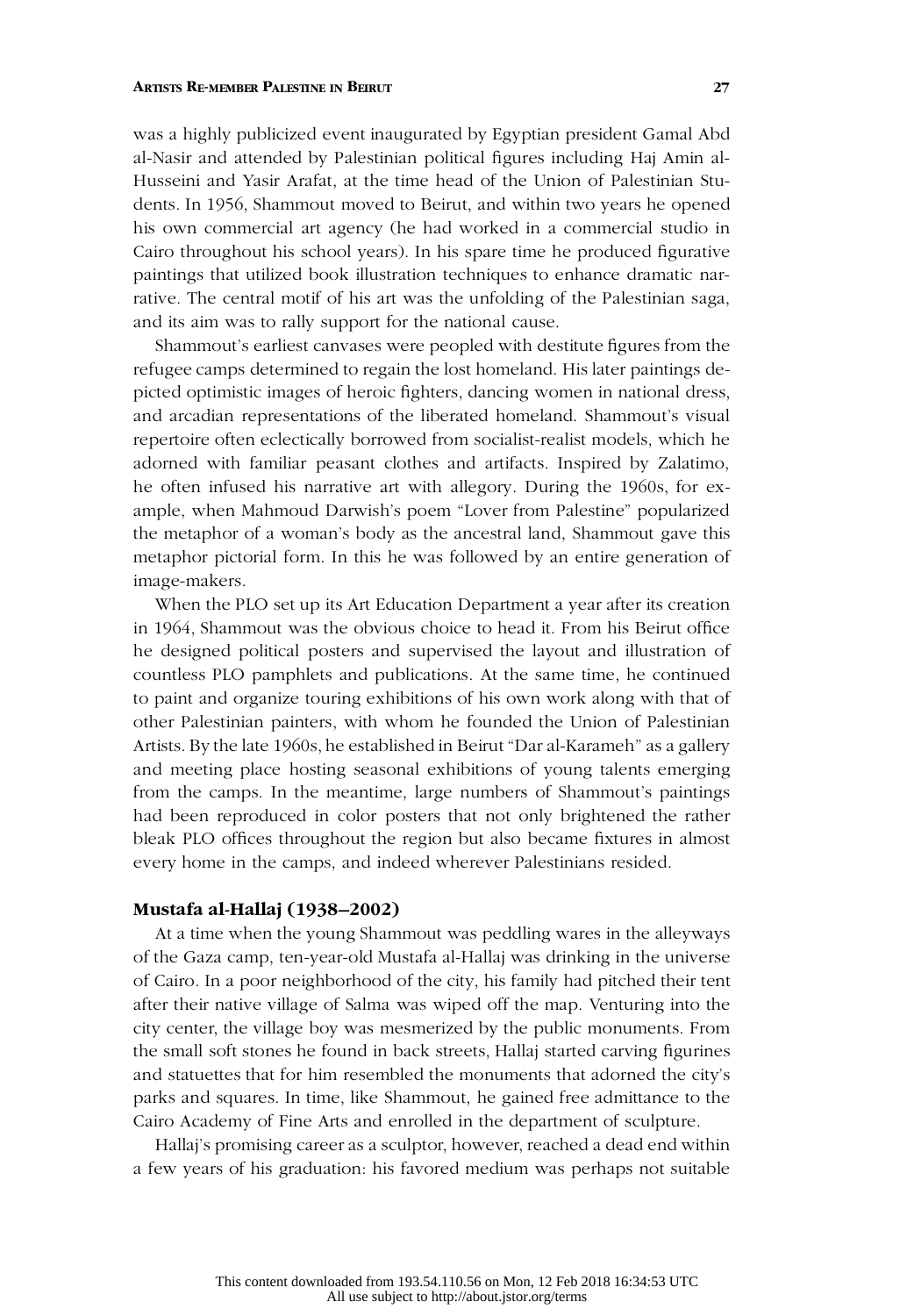was a highly publicized event inaugurated by Egyptian president Gamal Abd al-Nasir and attended by Palestinian political figures including Haj Amin al-Husseini and Yasir Arafat, at the time head of the Union of Palestinian Students. In 1956, Shammout moved to Beirut, and within two years he opened his own commercial art agency (he had worked in a commercial studio in Cairo throughout his school years). In his spare time he produced figurative paintings that utilized book illustration techniques to enhance dramatic narrative. The central motif of his art was the unfolding of the Palestinian saga, and its aim was to rally support for the national cause.

Shammout's earliest canvases were peopled with destitute figures from the refugee camps determined to regain the lost homeland. His later paintings depicted optimistic images of heroic fighters, dancing women in national dress, and arcadian representations of the liberated homeland. Shammout's visual repertoire often eclectically borrowed from socialist-realist models, which he adorned with familiar peasant clothes and artifacts. Inspired by Zalatimo, he often infused his narrative art with allegory. During the 1960s, for example, when Mahmoud Darwish's poem "Lover from Palestine" popularized the metaphor of a woman's body as the ancestral land, Shammout gave this metaphor pictorial form. In this he was followed by an entire generation of image-makers.

When the PLO set up its Art Education Department a year after its creation in 1964, Shammout was the obvious choice to head it. From his Beirut office he designed political posters and supervised the layout and illustration of countless PLO pamphlets and publications. At the same time, he continued to paint and organize touring exhibitions of his own work along with that of other Palestinian painters, with whom he founded the Union of Palestinian Artists. By the late 1960s, he established in Beirut "Dar al-Karameh" as a gallery and meeting place hosting seasonal exhibitions of young talents emerging from the camps. In the meantime, large numbers of Shammout's paintings had been reproduced in color posters that not only brightened the rather bleak PLO offices throughout the region but also became fixtures in almost every home in the camps, and indeed wherever Palestinians resided.

### Mustafa al-Hallaj (1938–2002)

At a time when the young Shammout was peddling wares in the alleyways of the Gaza camp, ten-year-old Mustafa al-Hallaj was drinking in the universe of Cairo. In a poor neighborhood of the city, his family had pitched their tent after their native village of Salma was wiped off the map. Venturing into the city center, the village boy was mesmerized by the public monuments. From the small soft stones he found in back streets, Hallaj started carving figurines and statuettes that for him resembled the monuments that adorned the city's parks and squares. In time, like Shammout, he gained free admittance to the Cairo Academy of Fine Arts and enrolled in the department of sculpture.

Hallaj's promising career as a sculptor, however, reached a dead end within a few years of his graduation: his favored medium was perhaps not suitable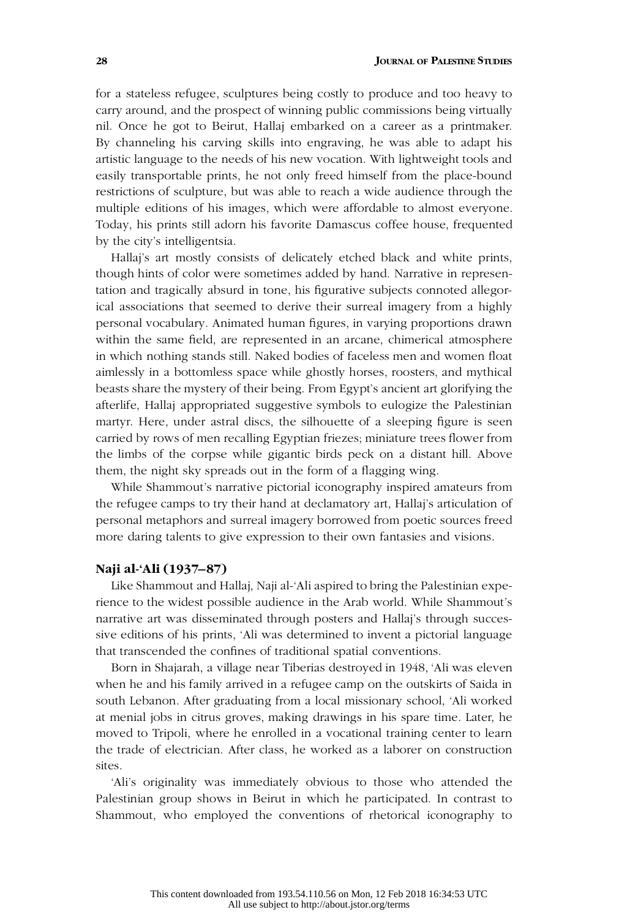for a stateless refugee, sculptures being costly to produce and too heavy to carry around, and the prospect of winning public commissions being virtually nil. Once he got to Beirut, Hallaj embarked on a career as a printmaker. By channeling his carving skills into engraving, he was able to adapt his artistic language to the needs of his new vocation. With lightweight tools and easily transportable prints, he not only freed himself from the place-bound restrictions of sculpture, but was able to reach a wide audience through the multiple editions of his images, which were affordable to almost everyone. Today, his prints still adorn his favorite Damascus coffee house, frequented by the city's intelligentsia.

Hallaj's art mostly consists of delicately etched black and white prints, though hints of color were sometimes added by hand. Narrative in representation and tragically absurd in tone, his figurative subjects connoted allegorical associations that seemed to derive their surreal imagery from a highly personal vocabulary. Animated human figures, in varying proportions drawn within the same field, are represented in an arcane, chimerical atmosphere in which nothing stands still. Naked bodies of faceless men and women float aimlessly in a bottomless space while ghostly horses, roosters, and mythical beasts share the mystery of their being. From Egypt's ancient art glorifying the afterlife, Hallaj appropriated suggestive symbols to eulogize the Palestinian martyr. Here, under astral discs, the silhouette of a sleeping figure is seen carried by rows of men recalling Egyptian friezes; miniature trees flower from the limbs of the corpse while gigantic birds peck on a distant hill. Above them, the night sky spreads out in the form of a flagging wing.

While Shammout's narrative pictorial iconography inspired amateurs from the refugee camps to try their hand at declamatory art, Hallaj's articulation of personal metaphors and surreal imagery borrowed from poetic sources freed more daring talents to give expression to their own fantasies and visions.

## Naji al-'Ali (1937–87)

Like Shammout and Hallaj, Naji al-'Ali aspired to bring the Palestinian experience to the widest possible audience in the Arab world. While Shammout's narrative art was disseminated through posters and Hallaj's through successive editions of his prints, 'Ali was determined to invent a pictorial language that transcended the confines of traditional spatial conventions.

Born in Shajarah, a village near Tiberias destroyed in 1948, 'Ali was eleven when he and his family arrived in a refugee camp on the outskirts of Saida in south Lebanon. After graduating from a local missionary school, 'Ali worked at menial jobs in citrus groves, making drawings in his spare time. Later, he moved to Tripoli, where he enrolled in a vocational training center to learn the trade of electrician. After class, he worked as a laborer on construction sites.

'Ali's originality was immediately obvious to those who attended the Palestinian group shows in Beirut in which he participated. In contrast to Shammout, who employed the conventions of rhetorical iconography to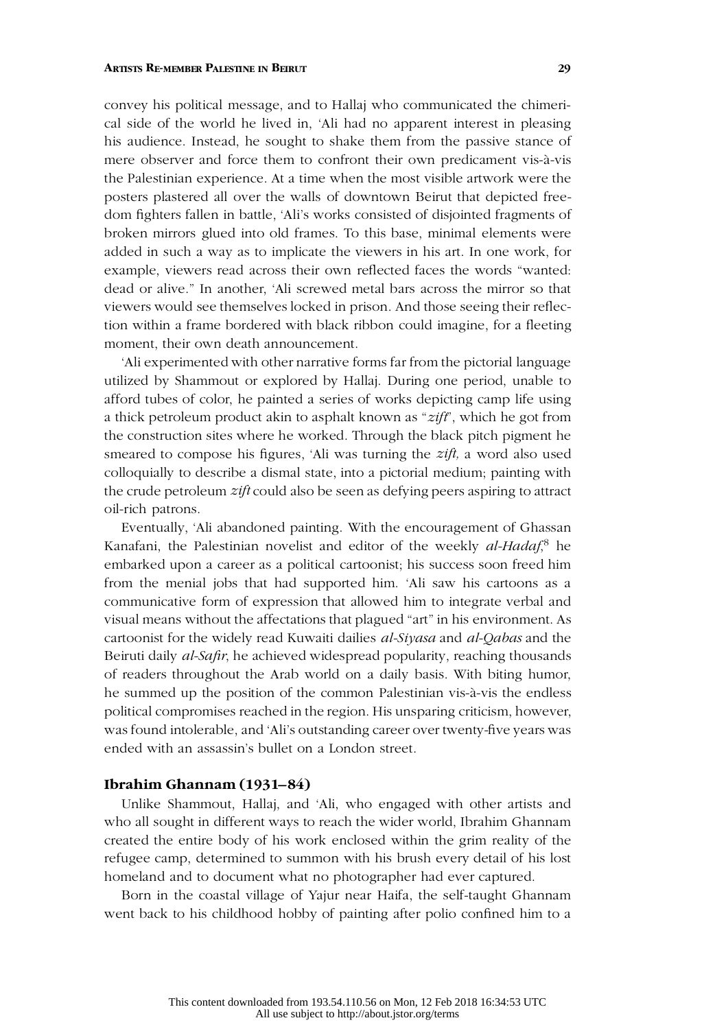convey his political message, and to Hallaj who communicated the chimerical side of the world he lived in, 'Ali had no apparent interest in pleasing his audience. Instead, he sought to shake them from the passive stance of mere observer and force them to confront their own predicament vis-à-vis the Palestinian experience. At a time when the most visible artwork were the posters plastered all over the walls of downtown Beirut that depicted freedom fighters fallen in battle, 'Ali's works consisted of disjointed fragments of broken mirrors glued into old frames. To this base, minimal elements were added in such a way as to implicate the viewers in his art. In one work, for example, viewers read across their own reflected faces the words "wanted: dead or alive." In another, 'Ali screwed metal bars across the mirror so that viewers would see themselves locked in prison. And those seeing their reflection within a frame bordered with black ribbon could imagine, for a fleeting moment, their own death announcement.

'Ali experimented with other narrative forms far from the pictorial language utilized by Shammout or explored by Hallaj. During one period, unable to afford tubes of color, he painted a series of works depicting camp life using a thick petroleum product akin to asphalt known as "*zift*", which he got from the construction sites where he worked. Through the black pitch pigment he smeared to compose his figures, 'Ali was turning the *zift,* a word also used colloquially to describe a dismal state, into a pictorial medium; painting with the crude petroleum *zift* could also be seen as defying peers aspiring to attract oil-rich patrons.

Eventually, 'Ali abandoned painting. With the encouragement of Ghassan Kanafani, the Palestinian novelist and editor of the weekly *al-Hadaf*,[8] he embarked upon a career as a political cartoonist; his success soon freed him from the menial jobs that had supported him. 'Ali saw his cartoons as a communicative form of expression that allowed him to integrate verbal and visual means without the affectations that plagued "art" in his environment. As cartoonist for the widely read Kuwaiti dailies *al-Siyasa* and *al-Qabas* and the Beiruti daily *al-Safir*, he achieved widespread popularity, reaching thousands of readers throughout the Arab world on a daily basis. With biting humor, he summed up the position of the common Palestinian vis-à-vis the endless political compromises reached in the region. His unsparing criticism, however, was found intolerable, and 'Ali's outstanding career over twenty-five years was ended with an assassin's bullet on a London street.

### Ibrahim Ghannam (1931–84)

Unlike Shammout, Hallaj, and 'Ali, who engaged with other artists and who all sought in different ways to reach the wider world, Ibrahim Ghannam created the entire body of his work enclosed within the grim reality of the refugee camp, determined to summon with his brush every detail of his lost homeland and to document what no photographer had ever captured.

Born in the coastal village of Yajur near Haifa, the self-taught Ghannam went back to his childhood hobby of painting after polio confined him to a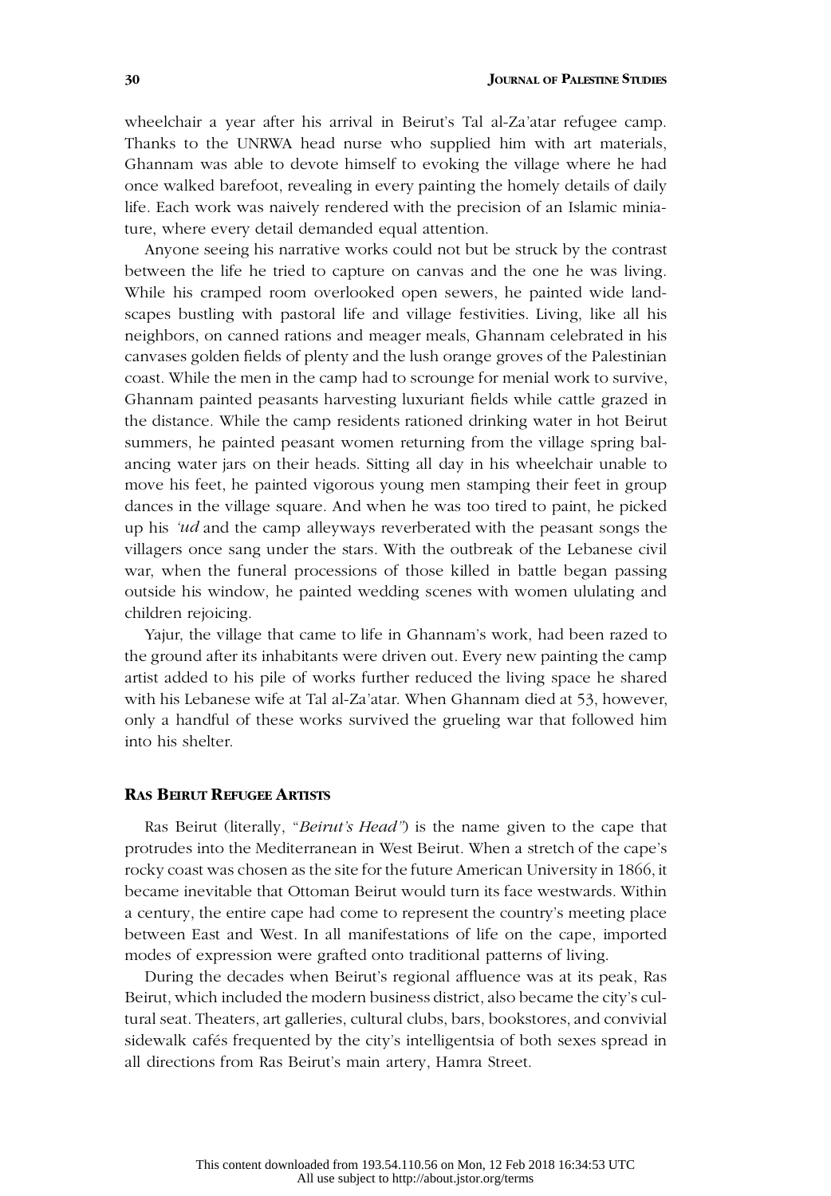wheelchair a year after his arrival in Beirut's Tal al-Za'atar refugee camp. Thanks to the UNRWA head nurse who supplied him with art materials, Ghannam was able to devote himself to evoking the village where he had once walked barefoot, revealing in every painting the homely details of daily life. Each work was naively rendered with the precision of an Islamic miniature, where every detail demanded equal attention.

Anyone seeing his narrative works could not but be struck by the contrast between the life he tried to capture on canvas and the one he was living. While his cramped room overlooked open sewers, he painted wide landscapes bustling with pastoral life and village festivities. Living, like all his neighbors, on canned rations and meager meals, Ghannam celebrated in his canvases golden fields of plenty and the lush orange groves of the Palestinian coast. While the men in the camp had to scrounge for menial work to survive, Ghannam painted peasants harvesting luxuriant fields while cattle grazed in the distance. While the camp residents rationed drinking water in hot Beirut summers, he painted peasant women returning from the village spring balancing water jars on their heads. Sitting all day in his wheelchair unable to move his feet, he painted vigorous young men stamping their feet in group dances in the village square. And when he was too tired to paint, he picked up his *'ud* and the camp alleyways reverberated with the peasant songs the villagers once sang under the stars. With the outbreak of the Lebanese civil war, when the funeral processions of those killed in battle began passing outside his window, he painted wedding scenes with women ululating and children rejoicing.

Yajur, the village that came to life in Ghannam's work, had been razed to the ground after its inhabitants were driven out. Every new painting the camp artist added to his pile of works further reduced the living space he shared with his Lebanese wife at Tal al-Za'atar. When Ghannam died at 53, however, only a handful of these works survived the grueling war that followed him into his shelter.

## Ras Beirut Refugee Artists

Ras Beirut (literally, "*Beirut's Head*") is the name given to the cape that protrudes into the Mediterranean in West Beirut. When a stretch of the cape's rocky coast was chosen as the site for the future American University in 1866, it became inevitable that Ottoman Beirut would turn its face westwards. Within a century, the entire cape had come to represent the country's meeting place between East and West. In all manifestations of life on the cape, imported modes of expression were grafted onto traditional patterns of living.

During the decades when Beirut's regional affluence was at its peak, Ras Beirut, which included the modern business district, also became the city's cultural seat. Theaters, art galleries, cultural clubs, bars, bookstores, and convivial sidewalk cafés frequented by the city's intelligentsia of both sexes spread in all directions from Ras Beirut's main artery, Hamra Street.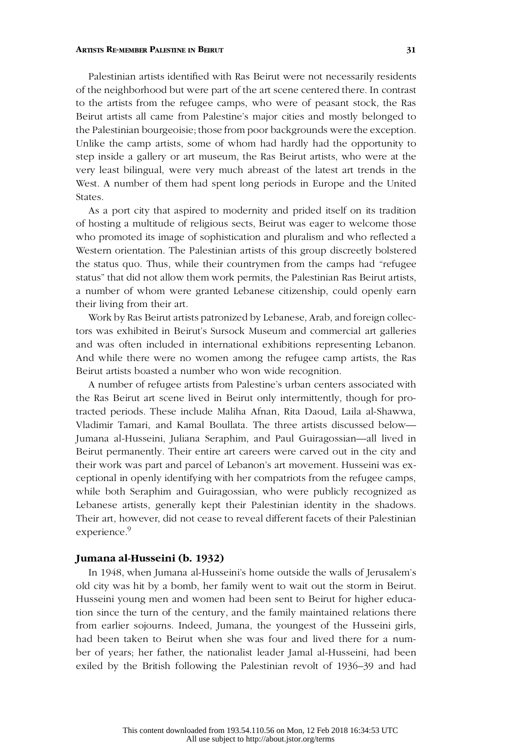Palestinian artists identified with Ras Beirut were not necessarily residents of the neighborhood but were part of the art scene centered there. In contrast to the artists from the refugee camps, who were of peasant stock, the Ras Beirut artists all came from Palestine's major cities and mostly belonged to the Palestinian bourgeoisie; those from poor backgrounds were the exception. Unlike the camp artists, some of whom had hardly had the opportunity to step inside a gallery or art museum, the Ras Beirut artists, who were at the very least bilingual, were very much abreast of the latest art trends in the West. A number of them had spent long periods in Europe and the United States.

As a port city that aspired to modernity and prided itself on its tradition of hosting a multitude of religious sects, Beirut was eager to welcome those who promoted its image of sophistication and pluralism and who reflected a Western orientation. The Palestinian artists of this group discreetly bolstered the status quo. Thus, while their countrymen from the camps had "refugee status" that did not allow them work permits, the Palestinian Ras Beirut artists, a number of whom were granted Lebanese citizenship, could openly earn their living from their art.

Work by Ras Beirut artists patronized by Lebanese, Arab, and foreign collectors was exhibited in Beirut's Sursock Museum and commercial art galleries and was often included in international exhibitions representing Lebanon. And while there were no women among the refugee camp artists, the Ras Beirut artists boasted a number who won wide recognition.

A number of refugee artists from Palestine's urban centers associated with the Ras Beirut art scene lived in Beirut only intermittently, though for protracted periods. These include Maliha Afnan, Rita Daoud, Laila al-Shawwa, Vladimir Tamari, and Kamal Boullata. The three artists discussed below—Jumana al-Husseini, Juliana Seraphim, and Paul Guiragossian—all lived in Beirut permanently. Their entire art careers were carved out in the city and their work was part and parcel of Lebanon's art movement. Husseini was exceptional in openly identifying with her compatriots from the refugee camps, while both Seraphim and Guiragossian, who were publicly recognized as Lebanese artists, generally kept their Palestinian identity in the shadows. Their art, however, did not cease to reveal different facets of their Palestinian experience.[9]

### Jumana al-Husseini (b. 1932)

In 1948, when Jumana al-Husseini's home outside the walls of Jerusalem's old city was hit by a bomb, her family went to wait out the storm in Beirut. Husseini young men and women had been sent to Beirut for higher education since the turn of the century, and the family maintained relations there from earlier sojourns. Indeed, Jumana, the youngest of the Husseini girls, had been taken to Beirut when she was four and lived there for a number of years; her father, the nationalist leader Jamal al-Husseini, had been exiled by the British following the Palestinian revolt of 1936–39 and had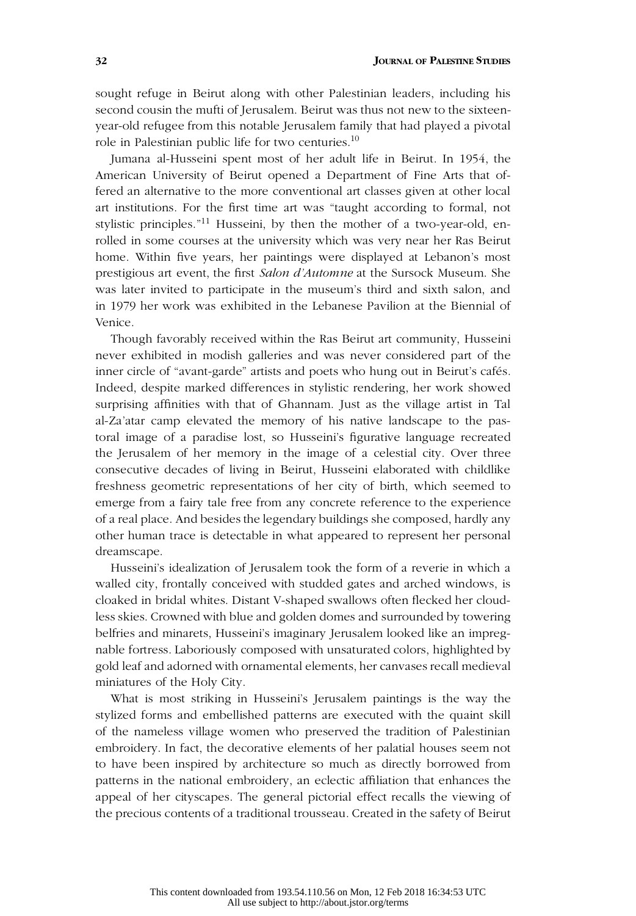sought refuge in Beirut along with other Palestinian leaders, including his second cousin the mufti of Jerusalem. Beirut was thus not new to the sixteen-year-old refugee from this notable Jerusalem family that had played a pivotal role in Palestinian public life for two centuries.[10]

Jumana al-Husseini spent most of her adult life in Beirut. In 1954, the American University of Beirut opened a Department of Fine Arts that offered an alternative to the more conventional art classes given at other local art institutions. For the first time art was "taught according to formal, not stylistic principles."[11] Husseini, by then the mother of a two-year-old, enrolled in some courses at the university which was very near her Ras Beirut home. Within five years, her paintings were displayed at Lebanon's most prestigious art event, the first *Salon d'Automne* at the Sursock Museum. She was later invited to participate in the museum's third and sixth salon, and in 1979 her work was exhibited in the Lebanese Pavilion at the Biennial of Venice.

Though favorably received within the Ras Beirut art community, Husseini never exhibited in modish galleries and was never considered part of the inner circle of "avant-garde" artists and poets who hung out in Beirut's cafés. Indeed, despite marked differences in stylistic rendering, her work showed surprising affinities with that of Ghannam. Just as the village artist in Tal al-Za'atar camp elevated the memory of his native landscape to the pastoral image of a paradise lost, so Husseini's figurative language recreated the Jerusalem of her memory in the image of a celestial city. Over three consecutive decades of living in Beirut, Husseini elaborated with childlike freshness geometric representations of her city of birth, which seemed to emerge from a fairy tale free from any concrete reference to the experience of a real place. And besides the legendary buildings she composed, hardly any other human trace is detectable in what appeared to represent her personal dreamscape.

Husseini's idealization of Jerusalem took the form of a reverie in which a walled city, frontally conceived with studded gates and arched windows, is cloaked in bridal whites. Distant V-shaped swallows often flecked her cloudless skies. Crowned with blue and golden domes and surrounded by towering belfries and minarets, Husseini's imaginary Jerusalem looked like an impregnable fortress. Laboriously composed with unsaturated colors, highlighted by gold leaf and adorned with ornamental elements, her canvases recall medieval miniatures of the Holy City.

What is most striking in Husseini's Jerusalem paintings is the way the stylized forms and embellished patterns are executed with the quaint skill of the nameless village women who preserved the tradition of Palestinian embroidery. In fact, the decorative elements of her palatial houses seem not to have been inspired by architecture so much as directly borrowed from patterns in the national embroidery, an eclectic affiliation that enhances the appeal of her cityscapes. The general pictorial effect recalls the viewing of the precious contents of a traditional trousseau. Created in the safety of Beirut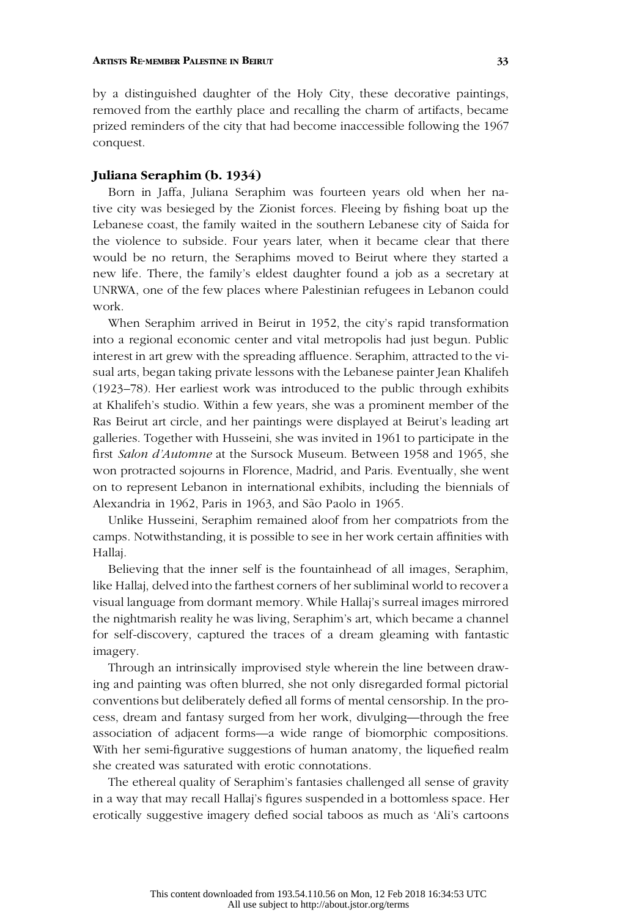by a distinguished daughter of the Holy City, these decorative paintings, removed from the earthly place and recalling the charm of artifacts, became prized reminders of the city that had become inaccessible following the 1967 conquest.

### Juliana Seraphim (b. 1934)

Born in Jaffa, Juliana Seraphim was fourteen years old when her native city was besieged by the Zionist forces. Fleeing by fishing boat up the Lebanese coast, the family waited in the southern Lebanese city of Saida for the violence to subside. Four years later, when it became clear that there would be no return, the Seraphims moved to Beirut where they started a new life. There, the family's eldest daughter found a job as a secretary at UNRWA, one of the few places where Palestinian refugees in Lebanon could work.

When Seraphim arrived in Beirut in 1952, the city's rapid transformation into a regional economic center and vital metropolis had just begun. Public interest in art grew with the spreading affluence. Seraphim, attracted to the visual arts, began taking private lessons with the Lebanese painter Jean Khalifeh (1923–78). Her earliest work was introduced to the public through exhibits at Khalifeh's studio. Within a few years, she was a prominent member of the Ras Beirut art circle, and her paintings were displayed at Beirut's leading art galleries. Together with Husseini, she was invited in 1961 to participate in the first *Salon d'Automne* at the Sursock Museum. Between 1958 and 1965, she won protracted sojourns in Florence, Madrid, and Paris. Eventually, she went on to represent Lebanon in international exhibits, including the biennials of Alexandria in 1962, Paris in 1963, and São Paolo in 1965.

Unlike Husseini, Seraphim remained aloof from her compatriots from the camps. Notwithstanding, it is possible to see in her work certain affinities with Hallaj.

Believing that the inner self is the fountainhead of all images, Seraphim, like Hallaj, delved into the farthest corners of her subliminal world to recover a visual language from dormant memory. While Hallaj's surreal images mirrored the nightmarish reality he was living, Seraphim's art, which became a channel for self-discovery, captured the traces of a dream gleaming with fantastic imagery.

Through an intrinsically improvised style wherein the line between drawing and painting was often blurred, she not only disregarded formal pictorial conventions but deliberately defied all forms of mental censorship. In the process, dream and fantasy surged from her work, divulging—through the free association of adjacent forms—a wide range of biomorphic compositions. With her semi-figurative suggestions of human anatomy, the liquefied realm she created was saturated with erotic connotations.

The ethereal quality of Seraphim's fantasies challenged all sense of gravity in a way that may recall Hallaj's figures suspended in a bottomless space. Her erotically suggestive imagery defied social taboos as much as 'Ali's cartoons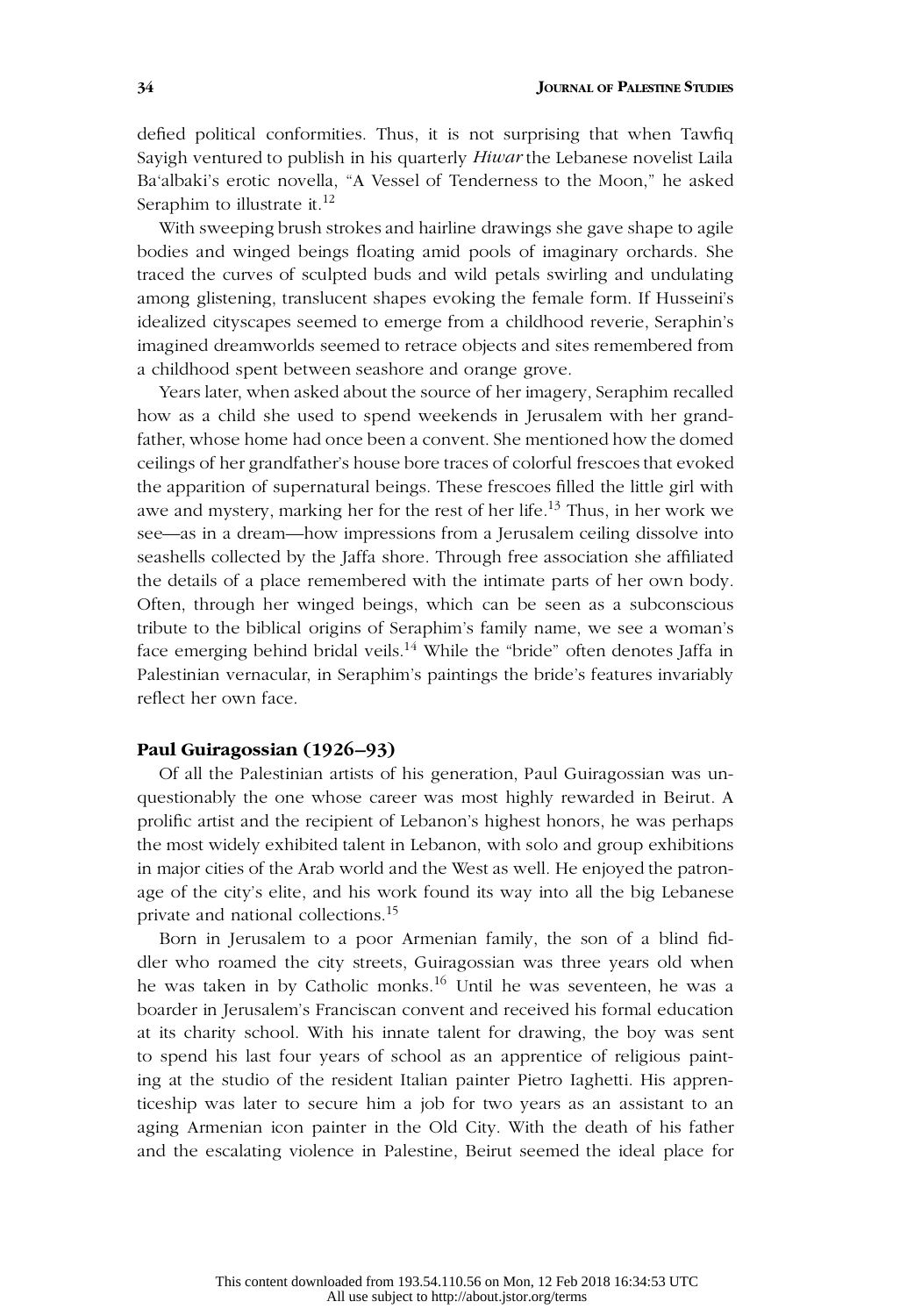defied political conformities. Thus, it is not surprising that when Tawfiq Sayigh ventured to publish in his quarterly *Hiwar* the Lebanese novelist Laila Ba'albaki's erotic novella, "A Vessel of Tenderness to the Moon," he asked Seraphim to illustrate it.[12]

With sweeping brush strokes and hairline drawings she gave shape to agile bodies and winged beings floating amid pools of imaginary orchards. She traced the curves of sculpted buds and wild petals swirling and undulating among glistening, translucent shapes evoking the female form. If Husseini's idealized cityscapes seemed to emerge from a childhood reverie, Seraphin's imagined dreamworlds seemed to retrace objects and sites remembered from a childhood spent between seashore and orange grove.

Years later, when asked about the source of her imagery, Seraphim recalled how as a child she used to spend weekends in Jerusalem with her grandfather, whose home had once been a convent. She mentioned how the domed ceilings of her grandfather's house bore traces of colorful frescoes that evoked the apparition of supernatural beings. These frescoes filled the little girl with awe and mystery, marking her for the rest of her life.[13] Thus, in her work we see—as in a dream—how impressions from a Jerusalem ceiling dissolve into seashells collected by the Jaffa shore. Through free association she affiliated the details of a place remembered with the intimate parts of her own body. Often, through her winged beings, which can be seen as a subconscious tribute to the biblical origins of Seraphim's family name, we see a woman's face emerging behind bridal veils.[14] While the "bride" often denotes Jaffa in Palestinian vernacular, in Seraphim's paintings the bride's features invariably reflect her own face.

### Paul Guiragossian (1926–93)

Of all the Palestinian artists of his generation, Paul Guiragossian was unquestionably the one whose career was most highly rewarded in Beirut. A prolific artist and the recipient of Lebanon's highest honors, he was perhaps the most widely exhibited talent in Lebanon, with solo and group exhibitions in major cities of the Arab world and the West as well. He enjoyed the patronage of the city's elite, and his work found its way into all the big Lebanese private and national collections.[15]

Born in Jerusalem to a poor Armenian family, the son of a blind fiddler who roamed the city streets, Guiragossian was three years old when he was taken in by Catholic monks.[16] Until he was seventeen, he was a boarder in Jerusalem's Franciscan convent and received his formal education at its charity school. With his innate talent for drawing, the boy was sent to spend his last four years of school as an apprentice of religious painting at the studio of the resident Italian painter Pietro Iaghetti. His apprenticeship was later to secure him a job for two years as an assistant to an aging Armenian icon painter in the Old City. With the death of his father and the escalating violence in Palestine, Beirut seemed the ideal place for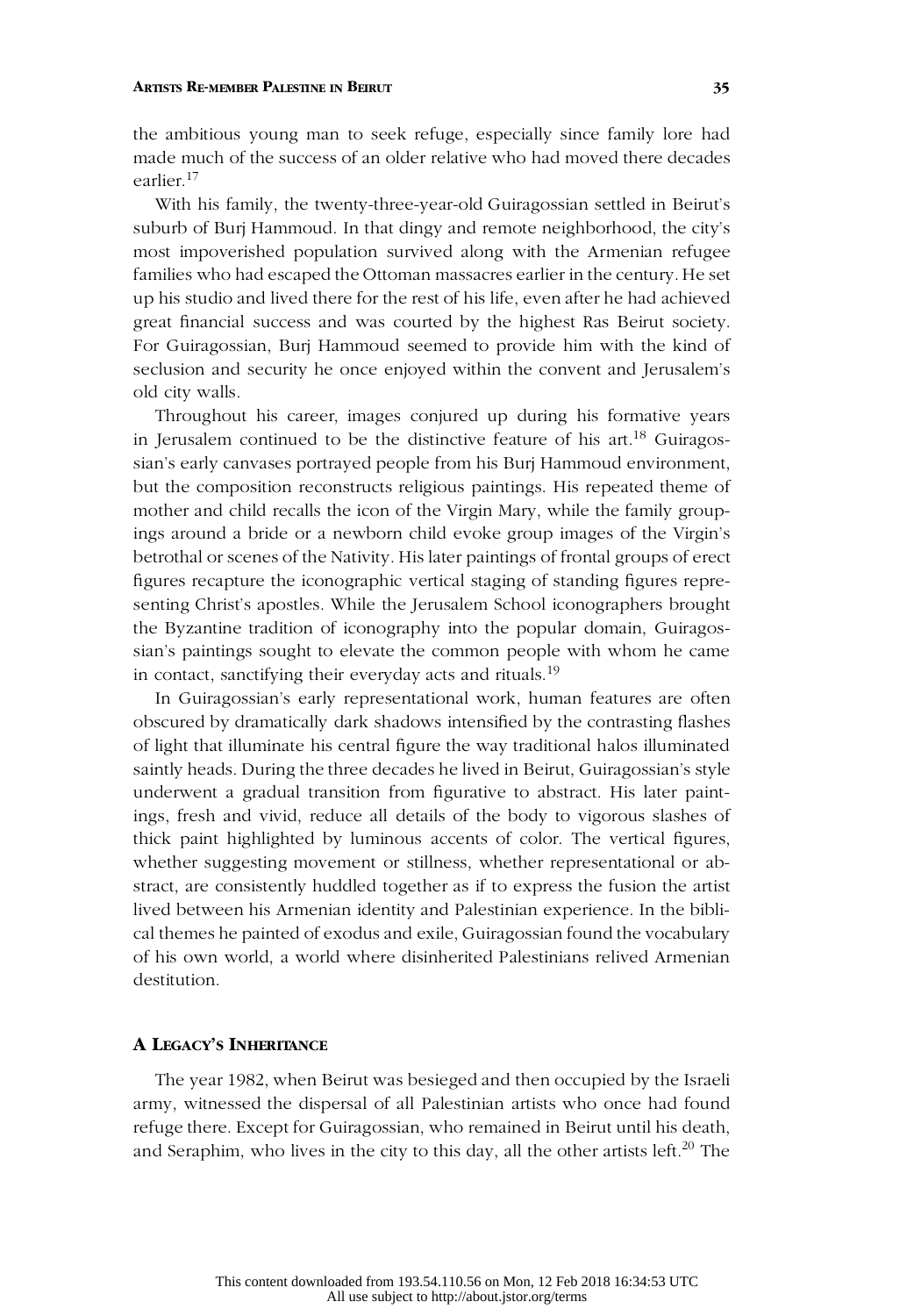the ambitious young man to seek refuge, especially since family lore had made much of the success of an older relative who had moved there decades earlier.[17]

With his family, the twenty-three-year-old Guiragossian settled in Beirut's suburb of Burj Hammoud. In that dingy and remote neighborhood, the city's most impoverished population survived along with the Armenian refugee families who had escaped the Ottoman massacres earlier in the century. He set up his studio and lived there for the rest of his life, even after he had achieved great financial success and was courted by the highest Ras Beirut society. For Guiragossian, Burj Hammoud seemed to provide him with the kind of seclusion and security he once enjoyed within the convent and Jerusalem's old city walls.

Throughout his career, images conjured up during his formative years in Jerusalem continued to be the distinctive feature of his art.[18] Guiragossian's early canvases portrayed people from his Burj Hammoud environment, but the composition reconstructs religious paintings. His repeated theme of mother and child recalls the icon of the Virgin Mary, while the family groupings around a bride or a newborn child evoke group images of the Virgin's betrothal or scenes of the Nativity. His later paintings of frontal groups of erect figures recapture the iconographic vertical staging of standing figures representing Christ's apostles. While the Jerusalem School iconographers brought the Byzantine tradition of iconography into the popular domain, Guiragossian's paintings sought to elevate the common people with whom he came in contact, sanctifying their everyday acts and rituals.[19]

In Guiragossian's early representational work, human features are often obscured by dramatically dark shadows intensified by the contrasting flashes of light that illuminate his central figure the way traditional halos illuminated saintly heads. During the three decades he lived in Beirut, Guiragossian's style underwent a gradual transition from figurative to abstract. His later paintings, fresh and vivid, reduce all details of the body to vigorous slashes of thick paint highlighted by luminous accents of color. The vertical figures, whether suggesting movement or stillness, whether representational or abstract, are consistently huddled together as if to express the fusion the artist lived between his Armenian identity and Palestinian experience. In the biblical themes he painted of exodus and exile, Guiragossian found the vocabulary of his own world, a world where disinherited Palestinians relived Armenian destitution.

## A Legacy's Inheritance

The year 1982, when Beirut was besieged and then occupied by the Israeli army, witnessed the dispersal of all Palestinian artists who once had found refuge there. Except for Guiragossian, who remained in Beirut until his death, and Seraphim, who lives in the city to this day, all the other artists left.[20] The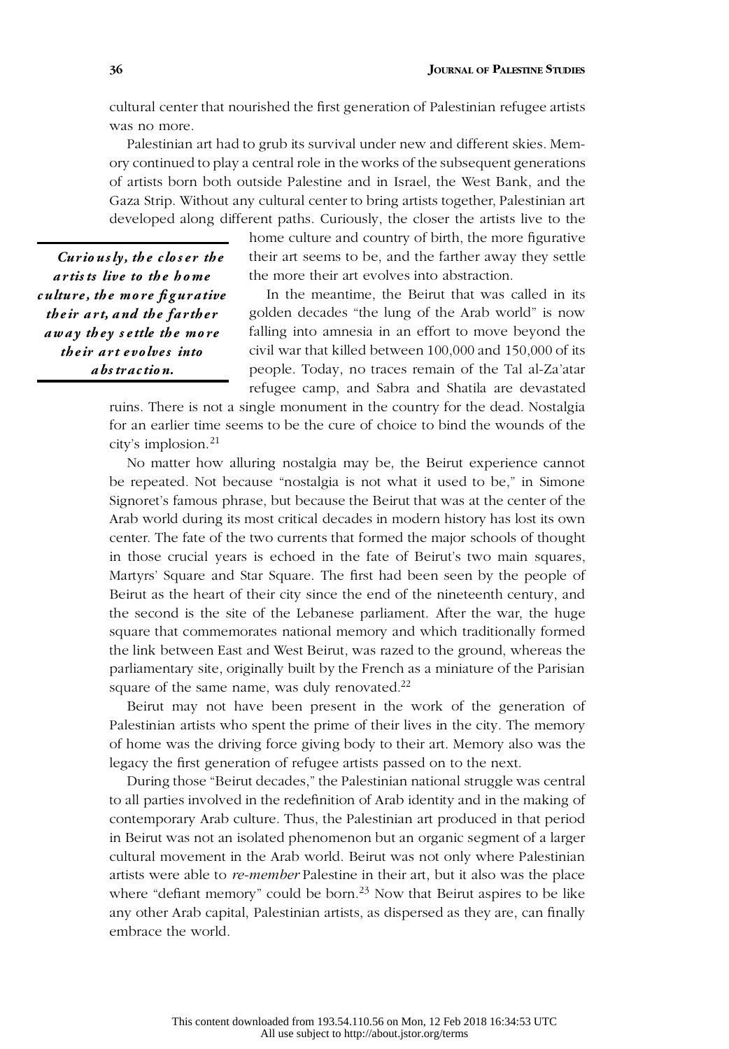cultural center that nourished the first generation of Palestinian refugee artists was no more.

Palestinian art had to grub its survival under new and different skies. Memory continued to play a central role in the works of the subsequent generations of artists born both outside Palestine and in Israel, the West Bank, and the Gaza Strip. Without any cultural center to bring artists together, Palestinian art developed along different paths. Curiously, the closer the artists live to the home culture and country of birth, the more figurative their art seems to be, and the farther away they settle the more their art evolves into abstraction.

> *Curiously, the closer the artists live to the home culture, the more figurative their art, and the farther away they settle the more their art evolves into abstraction.*

In the meantime, the Beirut that was called in its golden decades "the lung of the Arab world" is now falling into amnesia in an effort to move beyond the civil war that killed between 100,000 and 150,000 of its people. Today, no traces remain of the Tal al-Za'atar refugee camp, and Sabra and Shatila are devastated ruins. There is not a single monument in the country for the dead. Nostalgia for an earlier time seems to be the cure of choice to bind the wounds of the city's implosion.[21]

No matter how alluring nostalgia may be, the Beirut experience cannot be repeated. Not because "nostalgia is not what it used to be," in Simone Signoret's famous phrase, but because the Beirut that was at the center of the Arab world during its most critical decades in modern history has lost its own center. The fate of the two currents that formed the major schools of thought in those crucial years is echoed in the fate of Beirut's two main squares, Martyrs' Square and Star Square. The first had been seen by the people of Beirut as the heart of their city since the end of the nineteenth century, and the second is the site of the Lebanese parliament. After the war, the huge square that commemorates national memory and which traditionally formed the link between East and West Beirut, was razed to the ground, whereas the parliamentary site, originally built by the French as a miniature of the Parisian square of the same name, was duly renovated.[22]

Beirut may not have been present in the work of the generation of Palestinian artists who spent the prime of their lives in the city. The memory of home was the driving force giving body to their art. Memory also was the legacy the first generation of refugee artists passed on to the next.

During those "Beirut decades," the Palestinian national struggle was central to all parties involved in the redefinition of Arab identity and in the making of contemporary Arab culture. Thus, the Palestinian art produced in that period in Beirut was not an isolated phenomenon but an organic segment of a larger cultural movement in the Arab world. Beirut was not only where Palestinian artists were able to *re-member* Palestine in their art, but it also was the place where "defiant memory" could be born.[23] Now that Beirut aspires to be like any other Arab capital, Palestinian artists, as dispersed as they are, can finally embrace the world.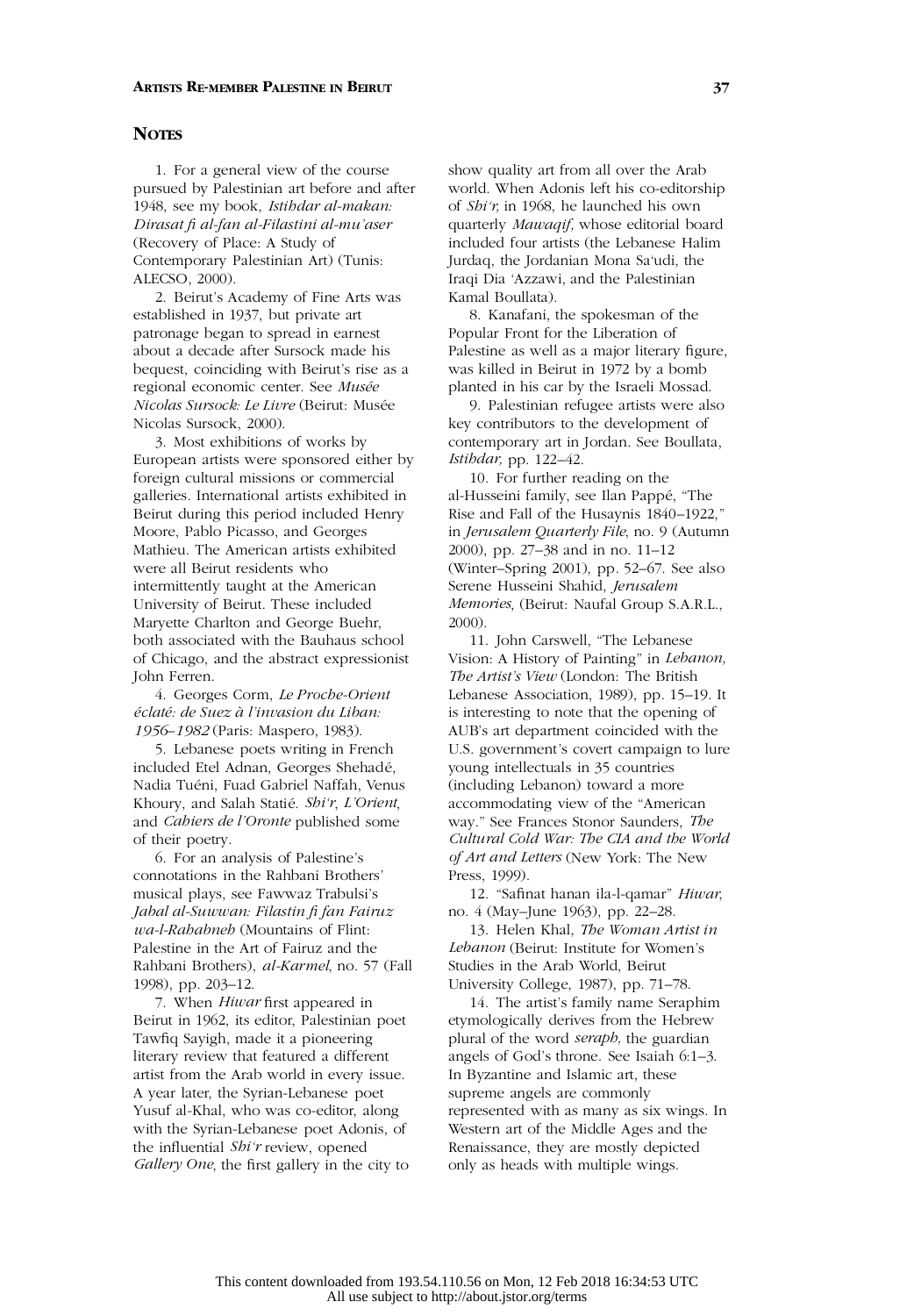## Notes

1. For a general view of the course pursued by Palestinian art before and after 1948, see my book, *Istihdar al-makan: Dirasat fi al-fan al-Filastini al-mu'aser* (Recovery of Place: A Study of Contemporary Palestinian Art) (Tunis: ALECSO, 2000).

2. Beirut's Academy of Fine Arts was established in 1937, but private art patronage began to spread in earnest about a decade after Sursock made his bequest, coinciding with Beirut's rise as a regional economic center. See *Musée Nicolas Sursock: Le Livre* (Beirut: Musée Nicolas Sursock, 2000).

3. Most exhibitions of works by European artists were sponsored either by foreign cultural missions or commercial galleries. International artists exhibited in Beirut during this period included Henry Moore, Pablo Picasso, and Georges Mathieu. The American artists exhibited were all Beirut residents who intermittently taught at the American University of Beirut. These included Maryette Charlton and George Buehr, both associated with the Bauhaus school of Chicago, and the abstract expressionist John Ferren.

4. Georges Corm, *Le Proche-Orient éclaté: de Suez à l'invasion du Liban: 1956–1982* (Paris: Maspero, 1983).

5. Lebanese poets writing in French included Etel Adnan, Georges Shehadé, Nadia Tuéni, Fuad Gabriel Naffah, Venus Khoury, and Salah Statié. *Shi'r*, *L'Orient*, and *Cahiers de l'Oronte* published some of their poetry.

6. For an analysis of Palestine's connotations in the Rahbani Brothers' musical plays, see Fawwaz Trabulsi's *Jabal al-Suwwan: Filastin fi fan Fairuz wa-l-Rahabneh* (Mountains of Flint: Palestine in the Art of Fairuz and the Rahbani Brothers), *al-Karmel*, no. 57 (Fall 1998), pp. 203–12.

7. When *Hiwar* first appeared in Beirut in 1962, its editor, Palestinian poet Tawfiq Sayigh, made it a pioneering literary review that featured a different artist from the Arab world in every issue. A year later, the Syrian-Lebanese poet Yusuf al-Khal, who was co-editor, along with the Syrian-Lebanese poet Adonis, of the influential *Shi'r* review, opened *Gallery One*, the first gallery in the city to show quality art from all over the Arab world. When Adonis left his co-editorship of *Shi'r,* in 1968, he launched his own quarterly *Mawaqif,* whose editorial board included four artists (the Lebanese Halim Jurdaq, the Jordanian Mona Sa'udi, the Iraqi Dia 'Azzawi, and the Palestinian Kamal Boullata).

8. Kanafani, the spokesman of the Popular Front for the Liberation of Palestine as well as a major literary figure, was killed in Beirut in 1972 by a bomb planted in his car by the Israeli Mossad.

9. Palestinian refugee artists were also key contributors to the development of contemporary art in Jordan. See Boullata, *Istihdar,* pp. 122–42.

10. For further reading on the al-Husseini family, see Ilan Pappé, "The Rise and Fall of the Husaynis 1840–1922," in *Jerusalem Quarterly File*, no. 9 (Autumn 2000), pp. 27–38 and in no. 11–12 (Winter–Spring 2001), pp. 52–67. See also Serene Husseini Shahid, *Jerusalem Memories*, (Beirut: Naufal Group S.A.R.L., 2000).

11. John Carswell, "The Lebanese Vision: A History of Painting" in *Lebanon, The Artist's View* (London: The British Lebanese Association, 1989), pp. 15–19. It is interesting to note that the opening of AUB's art department coincided with the U.S. government's covert campaign to lure young intellectuals in 35 countries (including Lebanon) toward a more accommodating view of the "American way." See Frances Stonor Saunders, *The Cultural Cold War: The CIA and the World of Art and Letters* (New York: The New Press, 1999).

12. "Safinat hanan ila-l-qamar" *Hiwar*, no. 4 (May–June 1963), pp. 22–28.

13. Helen Khal, *The Woman Artist in Lebanon* (Beirut: Institute for Women's Studies in the Arab World, Beirut University College, 1987), pp. 71–78.

14. The artist's family name Seraphim etymologically derives from the Hebrew plural of the word *seraph,* the guardian angels of God's throne. See Isaiah 6:1–3. In Byzantine and Islamic art, these supreme angels are commonly represented with as many as six wings. In Western art of the Middle Ages and the Renaissance, they are mostly depicted only as heads with multiple wings.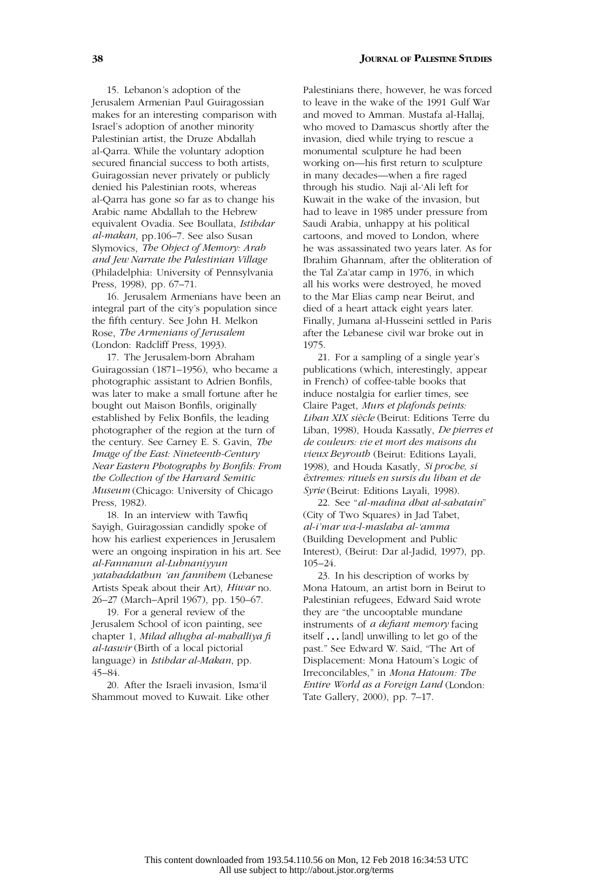15. Lebanon's adoption of the Jerusalem Armenian Paul Guiragossian makes for an interesting comparison with Israel's adoption of another minority Palestinian artist, the Druze Abdallah al-Qarra. While the voluntary adoption secured financial success to both artists, Guiragossian never privately or publicly denied his Palestinian roots, whereas al-Qarra has gone so far as to change his Arabic name Abdallah to the Hebrew equivalent Ovadia. See Boullata, *Istihdar al-makan*, pp.106–7. See also Susan Slymovics, *The Object of Memory: Arab and Jew Narrate the Palestinian Village* (Philadelphia: University of Pennsylvania Press, 1998), pp. 67–71.

16. Jerusalem Armenians have been an integral part of the city's population since the fifth century. See John H. Melkon Rose, *The Armenians of Jerusalem* (London: Radcliff Press, 1993).

17. The Jerusalem-born Abraham Guiragossian (1871–1956), who became a photographic assistant to Adrien Bonfils, was later to make a small fortune after he bought out Maison Bonfils, originally established by Felix Bonfils, the leading photographer of the region at the turn of the century. See Carney E. S. Gavin, *The Image of the East: Nineteenth-Century Near Eastern Photographs by Bonfils: From the Collection of the Harvard Semitic Museum* (Chicago: University of Chicago Press, 1982).

18. In an interview with Tawfiq Sayigh, Guiragossian candidly spoke of how his earliest experiences in Jerusalem were an ongoing inspiration in his art. See *al-Fannanun al-Lubnaniyyun yatahaddathun 'an fannihem* (Lebanese Artists Speak about their Art), *Hiwar* no. 26–27 (March–April 1967), pp. 150–67.

19. For a general review of the Jerusalem School of icon painting, see chapter 1, *Milad allugha al-mahalliya fi al-taswir* (Birth of a local pictorial language) in *Istihdar al-Makan*, pp. 45–84.

20. After the Israeli invasion, Isma'il Shammout moved to Kuwait. Like other Palestinians there, however, he was forced to leave in the wake of the 1991 Gulf War and moved to Amman. Mustafa al-Hallaj, who moved to Damascus shortly after the invasion, died while trying to rescue a monumental sculpture he had been working on—his first return to sculpture in many decades—when a fire raged through his studio. Naji al-'Ali left for Kuwait in the wake of the invasion, but had to leave in 1985 under pressure from Saudi Arabia, unhappy at his political cartoons, and moved to London, where he was assassinated two years later. As for Ibrahim Ghannam, after the obliteration of the Tal Za'atar camp in 1976, in which all his works were destroyed, he moved to the Mar Elias camp near Beirut, and died of a heart attack eight years later. Finally, Jumana al-Husseini settled in Paris after the Lebanese civil war broke out in 1975.

21. For a sampling of a single year's publications (which, interestingly, appear in French) of coffee-table books that induce nostalgia for earlier times, see Claire Paget, *Murs et plafonds peints: Liban XIX siècle* (Beirut: Editions Terre du Liban, 1998), Houda Kassatly, *De pierres et de couleurs: vie et mort des maisons du vieux Beyrouth* (Beirut: Editions Layali, 1998), and Houda Kasatly, *Si proche, si êxtremes: rituels en sursis du liban et de Syrie* (Beirut: Editions Layali, 1998).

22. See "*al-madina dhat al-sahatain*" (City of Two Squares) in Jad Tabet, *al-i'mar wa-l-maslaha al-'amma* (Building Development and Public Interest), (Beirut: Dar al-Jadid, 1997), pp. 105–24.

23. In his description of works by Mona Hatoum, an artist born in Beirut to Palestinian refugees, Edward Said wrote they are "the uncooptable mundane instruments of *a defiant memory* facing itself ... [and] unwilling to let go of the past." See Edward W. Said, "The Art of Displacement: Mona Hatoum's Logic of Irreconcilables," in *Mona Hatoum: The Entire World as a Foreign Land* (London: Tate Gallery, 2000), pp. 7–17.